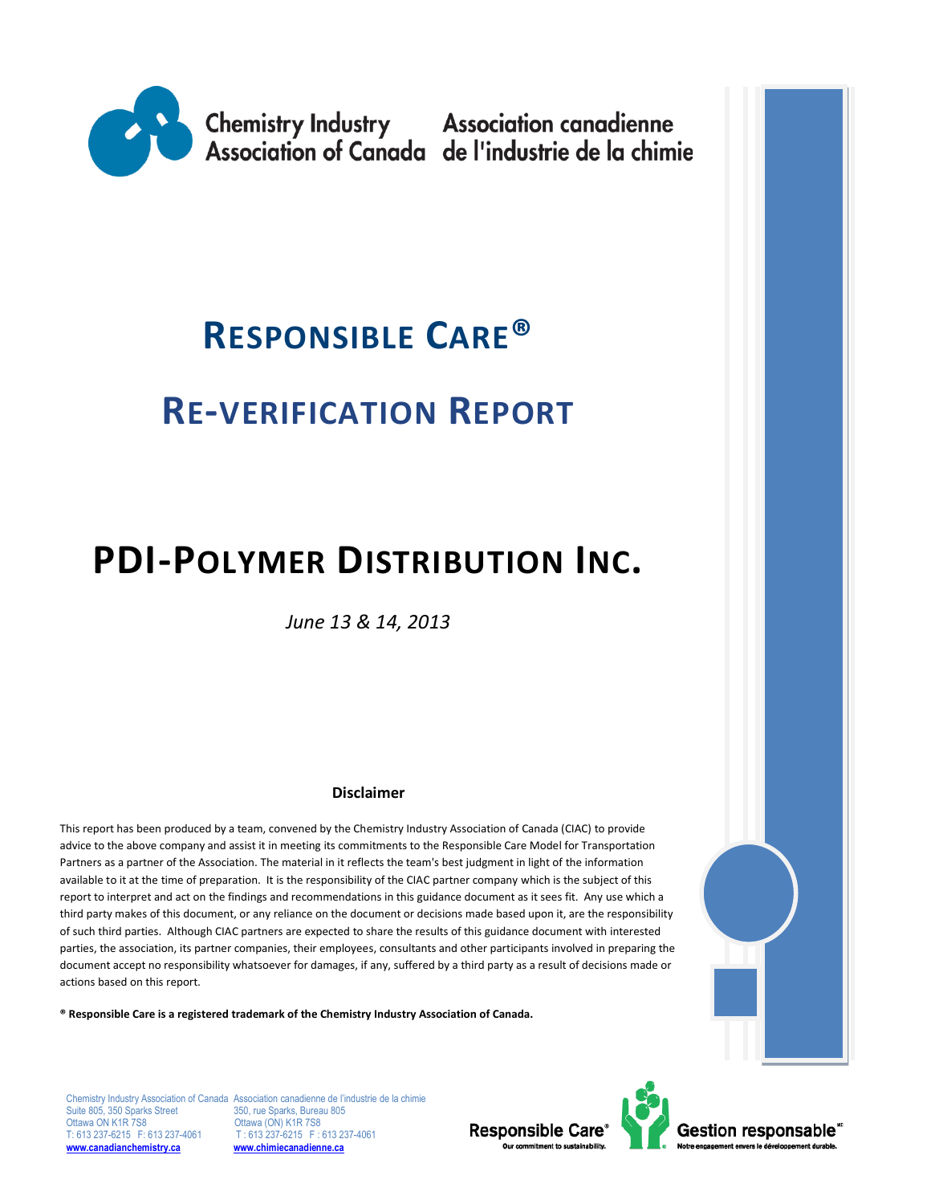Chemistry Industry Association of Canada | Association canadienne de l'industrie de la chimie

# RESPONSIBLE CARE®

# RE-VERIFICATION REPORT

# PDI-POLYMER DISTRIBUTION INC.

*June 13 & 14, 2013*

**Disclaimer**

This report has been produced by a team, convened by the Chemistry Industry Association of Canada (CIAC) to provide advice to the above company and assist it in meeting its commitments to the Responsible Care Model for Transportation Partners as a partner of the Association. The material in it reflects the team's best judgment in light of the information available to it at the time of preparation. It is the responsibility of the CIAC partner company which is the subject of this report to interpret and act on the findings and recommendations in this guidance document as it sees fit. Any use which a third party makes of this document, or any reliance on the document or decisions made based upon it, are the responsibility of such third parties. Although CIAC partners are expected to share the results of this guidance document with interested parties, the association, its partner companies, their employees, consultants and other participants involved in preparing the document accept no responsibility whatsoever for damages, if any, suffered by a third party as a result of decisions made or actions based on this report.

**® Responsible Care is a registered trademark of the Chemistry Industry Association of Canada.**

Chemistry Industry Association of Canada
Suite 805, 350 Sparks Street
Ottawa ON K1R 7S8
T: 613 237-6215 F: 613 237-4061
www.canadianchemistry.ca

Association canadienne de l'industrie de la chimie
350, rue Sparks, Bureau 805
Ottawa (ON) K1R 7S8
T : 613 237-6215 F : 613 237-4061
www.chimiecanadienne.ca

Responsible Care® Our commitment to sustainability.
Gestion responsable^MC Notre engagement envers le développement durable.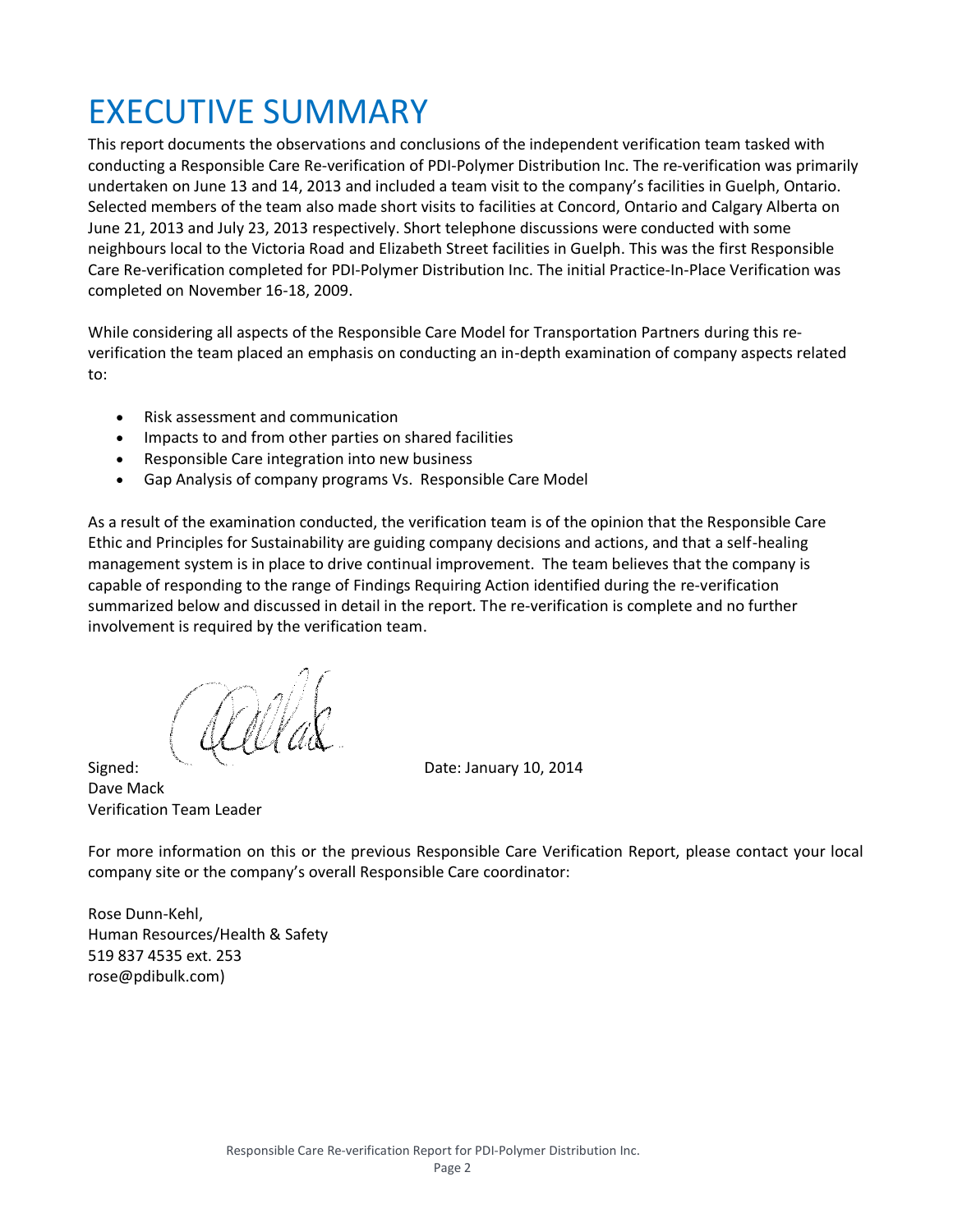# EXECUTIVE SUMMARY

This report documents the observations and conclusions of the independent verification team tasked with conducting a Responsible Care Re-verification of PDI-Polymer Distribution Inc. The re-verification was primarily undertaken on June 13 and 14, 2013 and included a team visit to the company's facilities in Guelph, Ontario. Selected members of the team also made short visits to facilities at Concord, Ontario and Calgary Alberta on June 21, 2013 and July 23, 2013 respectively. Short telephone discussions were conducted with some neighbours local to the Victoria Road and Elizabeth Street facilities in Guelph. This was the first Responsible Care Re-verification completed for PDI-Polymer Distribution Inc. The initial Practice-In-Place Verification was completed on November 16-18, 2009.

While considering all aspects of the Responsible Care Model for Transportation Partners during this re-verification the team placed an emphasis on conducting an in-depth examination of company aspects related to:

- Risk assessment and communication
- Impacts to and from other parties on shared facilities
- Responsible Care integration into new business
- Gap Analysis of company programs Vs. Responsible Care Model

As a result of the examination conducted, the verification team is of the opinion that the Responsible Care Ethic and Principles for Sustainability are guiding company decisions and actions, and that a self-healing management system is in place to drive continual improvement. The team believes that the company is capable of responding to the range of Findings Requiring Action identified during the re-verification summarized below and discussed in detail in the report. The re-verification is complete and no further involvement is required by the verification team.

Signed: Date: January 10, 2014

Dave Mack
Verification Team Leader

For more information on this or the previous Responsible Care Verification Report, please contact your local company site or the company's overall Responsible Care coordinator:

Rose Dunn-Kehl,
Human Resources/Health & Safety
519 837 4535 ext. 253
rose@pdibulk.com)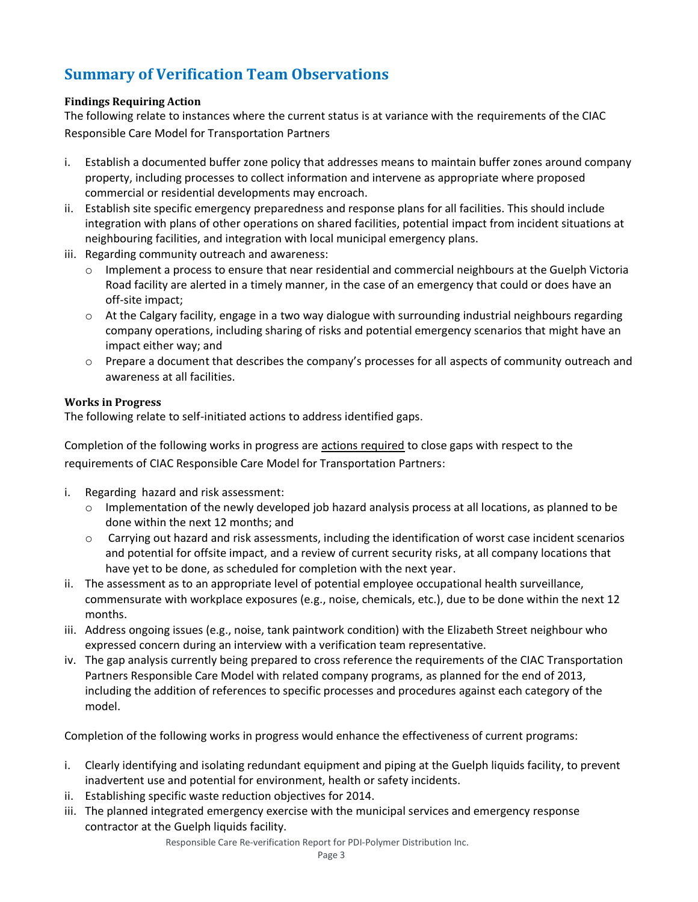## Summary of Verification Team Observations

**Findings Requiring Action**

The following relate to instances where the current status is at variance with the requirements of the CIAC Responsible Care Model for Transportation Partners

i. Establish a documented buffer zone policy that addresses means to maintain buffer zones around company property, including processes to collect information and intervene as appropriate where proposed commercial or residential developments may encroach.
ii. Establish site specific emergency preparedness and response plans for all facilities. This should include integration with plans of other operations on shared facilities, potential impact from incident situations at neighbouring facilities, and integration with local municipal emergency plans.
iii. Regarding community outreach and awareness:
   - Implement a process to ensure that near residential and commercial neighbours at the Guelph Victoria Road facility are alerted in a timely manner, in the case of an emergency that could or does have an off-site impact;
   - At the Calgary facility, engage in a two way dialogue with surrounding industrial neighbours regarding company operations, including sharing of risks and potential emergency scenarios that might have an impact either way; and
   - Prepare a document that describes the company's processes for all aspects of community outreach and awareness at all facilities.

**Works in Progress**

The following relate to self-initiated actions to address identified gaps.

Completion of the following works in progress are actions required to close gaps with respect to the requirements of CIAC Responsible Care Model for Transportation Partners:

i. Regarding hazard and risk assessment:
   - Implementation of the newly developed job hazard analysis process at all locations, as planned to be done within the next 12 months; and
   - Carrying out hazard and risk assessments, including the identification of worst case incident scenarios and potential for offsite impact, and a review of current security risks, at all company locations that have yet to be done, as scheduled for completion with the next year.
ii. The assessment as to an appropriate level of potential employee occupational health surveillance, commensurate with workplace exposures (e.g., noise, chemicals, etc.), due to be done within the next 12 months.
iii. Address ongoing issues (e.g., noise, tank paintwork condition) with the Elizabeth Street neighbour who expressed concern during an interview with a verification team representative.
iv. The gap analysis currently being prepared to cross reference the requirements of the CIAC Transportation Partners Responsible Care Model with related company programs, as planned for the end of 2013, including the addition of references to specific processes and procedures against each category of the model.

Completion of the following works in progress would enhance the effectiveness of current programs:

i. Clearly identifying and isolating redundant equipment and piping at the Guelph liquids facility, to prevent inadvertent use and potential for environment, health or safety incidents.
ii. Establishing specific waste reduction objectives for 2014.
iii. The planned integrated emergency exercise with the municipal services and emergency response contractor at the Guelph liquids facility.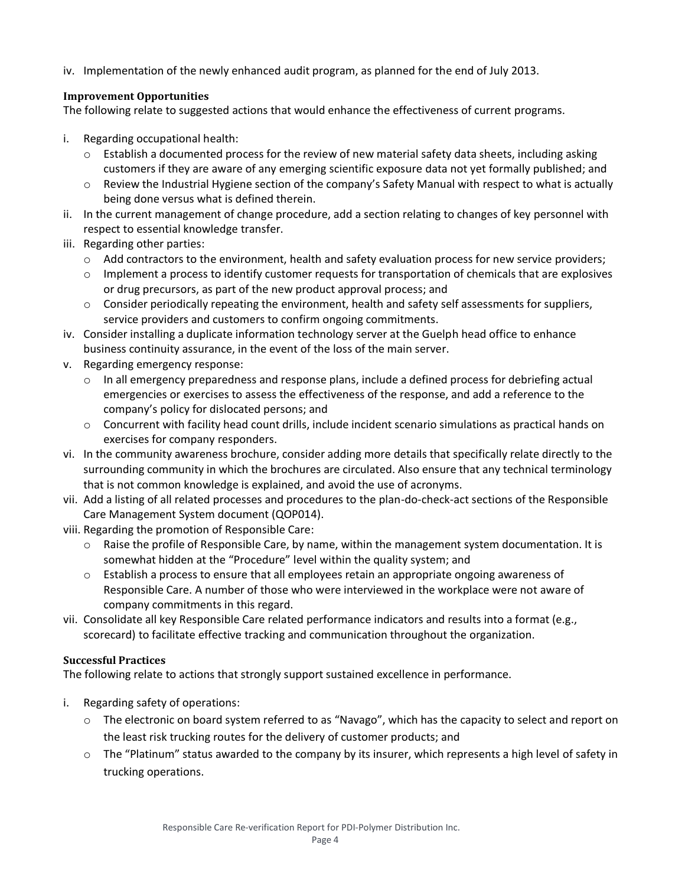iv. Implementation of the newly enhanced audit program, as planned for the end of July 2013.

**Improvement Opportunities**

The following relate to suggested actions that would enhance the effectiveness of current programs.

i. Regarding occupational health:
   - Establish a documented process for the review of new material safety data sheets, including asking customers if they are aware of any emerging scientific exposure data not yet formally published; and
   - Review the Industrial Hygiene section of the company's Safety Manual with respect to what is actually being done versus what is defined therein.

ii. In the current management of change procedure, add a section relating to changes of key personnel with respect to essential knowledge transfer.

iii. Regarding other parties:
   - Add contractors to the environment, health and safety evaluation process for new service providers;
   - Implement a process to identify customer requests for transportation of chemicals that are explosives or drug precursors, as part of the new product approval process; and
   - Consider periodically repeating the environment, health and safety self assessments for suppliers, service providers and customers to confirm ongoing commitments.

iv. Consider installing a duplicate information technology server at the Guelph head office to enhance business continuity assurance, in the event of the loss of the main server.

v. Regarding emergency response:
   - In all emergency preparedness and response plans, include a defined process for debriefing actual emergencies or exercises to assess the effectiveness of the response, and add a reference to the company's policy for dislocated persons; and
   - Concurrent with facility head count drills, include incident scenario simulations as practical hands on exercises for company responders.

vi. In the community awareness brochure, consider adding more details that specifically relate directly to the surrounding community in which the brochures are circulated. Also ensure that any technical terminology that is not common knowledge is explained, and avoid the use of acronyms.

vii. Add a listing of all related processes and procedures to the plan-do-check-act sections of the Responsible Care Management System document (QOP014).

viii. Regarding the promotion of Responsible Care:
   - Raise the profile of Responsible Care, by name, within the management system documentation. It is somewhat hidden at the "Procedure" level within the quality system; and
   - Establish a process to ensure that all employees retain an appropriate ongoing awareness of Responsible Care. A number of those who were interviewed in the workplace were not aware of company commitments in this regard.

vii. Consolidate all key Responsible Care related performance indicators and results into a format (e.g., scorecard) to facilitate effective tracking and communication throughout the organization.

**Successful Practices**

The following relate to actions that strongly support sustained excellence in performance.

i. Regarding safety of operations:
   - The electronic on board system referred to as "Navago", which has the capacity to select and report on the least risk trucking routes for the delivery of customer products; and
   - The "Platinum" status awarded to the company by its insurer, which represents a high level of safety in trucking operations.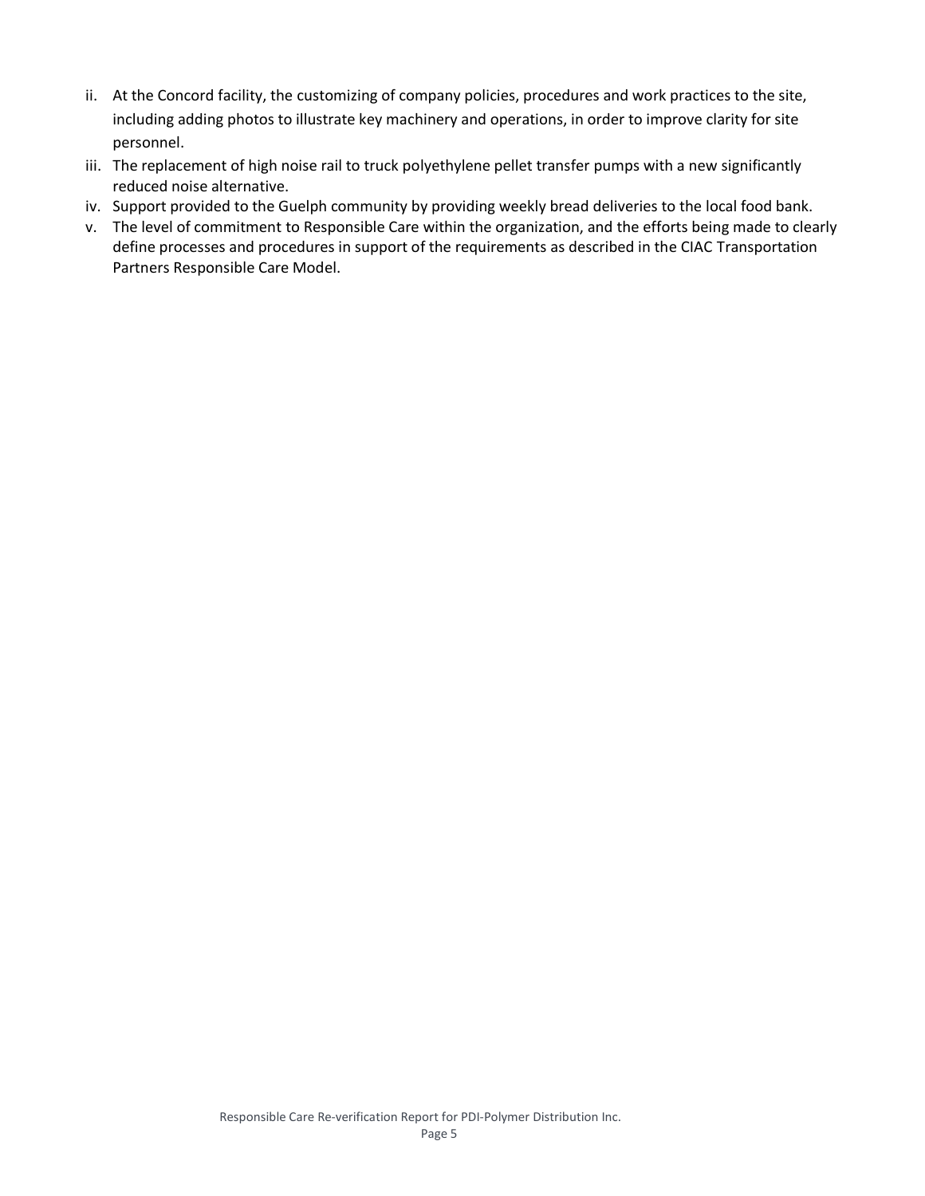ii. At the Concord facility, the customizing of company policies, procedures and work practices to the site, including adding photos to illustrate key machinery and operations, in order to improve clarity for site personnel.
iii. The replacement of high noise rail to truck polyethylene pellet transfer pumps with a new significantly reduced noise alternative.
iv. Support provided to the Guelph community by providing weekly bread deliveries to the local food bank.
v. The level of commitment to Responsible Care within the organization, and the efforts being made to clearly define processes and procedures in support of the requirements as described in the CIAC Transportation Partners Responsible Care Model.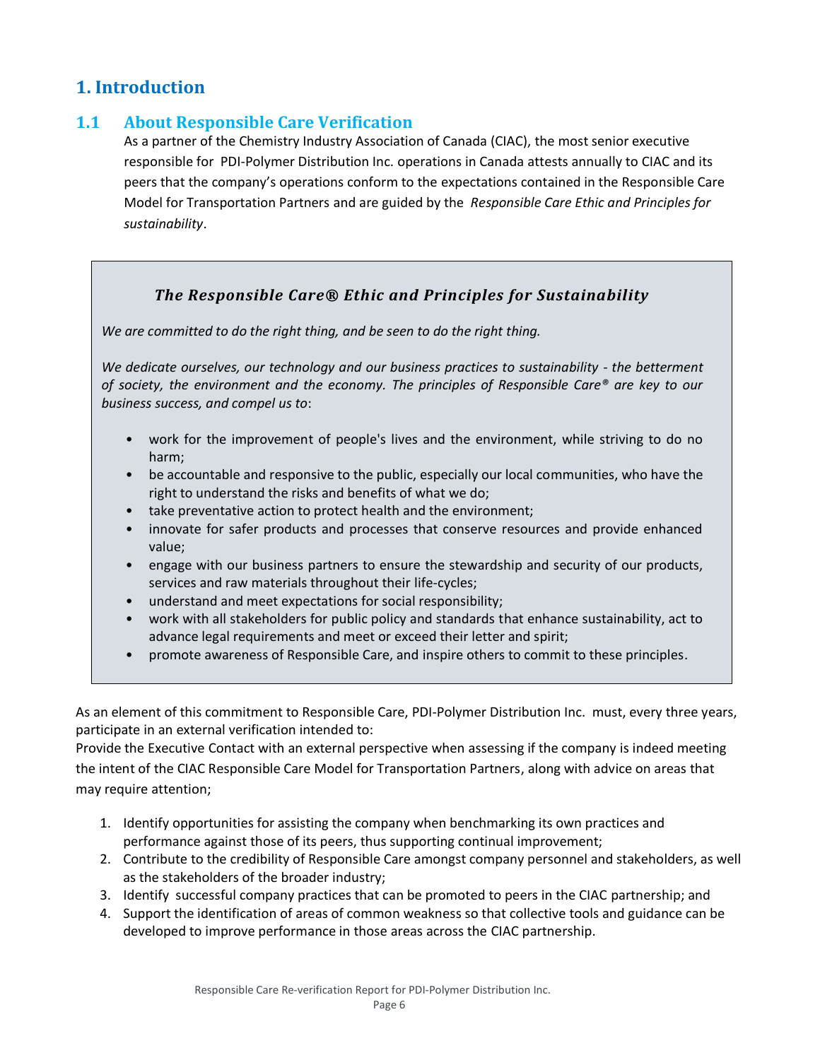# 1. Introduction

## 1.1 About Responsible Care Verification

As a partner of the Chemistry Industry Association of Canada (CIAC), the most senior executive responsible for PDI-Polymer Distribution Inc. operations in Canada attests annually to CIAC and its peers that the company's operations conform to the expectations contained in the Responsible Care Model for Transportation Partners and are guided by the *Responsible Care Ethic and Principles for sustainability*.

> ***The Responsible Care® Ethic and Principles for Sustainability***
>
> *We are committed to do the right thing, and be seen to do the right thing.*
>
> *We dedicate ourselves, our technology and our business practices to sustainability - the betterment of society, the environment and the economy. The principles of Responsible Care® are key to our business success, and compel us to*:
>
> - work for the improvement of people's lives and the environment, while striving to do no harm;
> - be accountable and responsive to the public, especially our local communities, who have the right to understand the risks and benefits of what we do;
> - take preventative action to protect health and the environment;
> - innovate for safer products and processes that conserve resources and provide enhanced value;
> - engage with our business partners to ensure the stewardship and security of our products, services and raw materials throughout their life-cycles;
> - understand and meet expectations for social responsibility;
> - work with all stakeholders for public policy and standards that enhance sustainability, act to advance legal requirements and meet or exceed their letter and spirit;
> - promote awareness of Responsible Care, and inspire others to commit to these principles.

As an element of this commitment to Responsible Care, PDI-Polymer Distribution Inc. must, every three years, participate in an external verification intended to:

Provide the Executive Contact with an external perspective when assessing if the company is indeed meeting the intent of the CIAC Responsible Care Model for Transportation Partners, along with advice on areas that may require attention;

1. Identify opportunities for assisting the company when benchmarking its own practices and performance against those of its peers, thus supporting continual improvement;
2. Contribute to the credibility of Responsible Care amongst company personnel and stakeholders, as well as the stakeholders of the broader industry;
3. Identify successful company practices that can be promoted to peers in the CIAC partnership; and
4. Support the identification of areas of common weakness so that collective tools and guidance can be developed to improve performance in those areas across the CIAC partnership.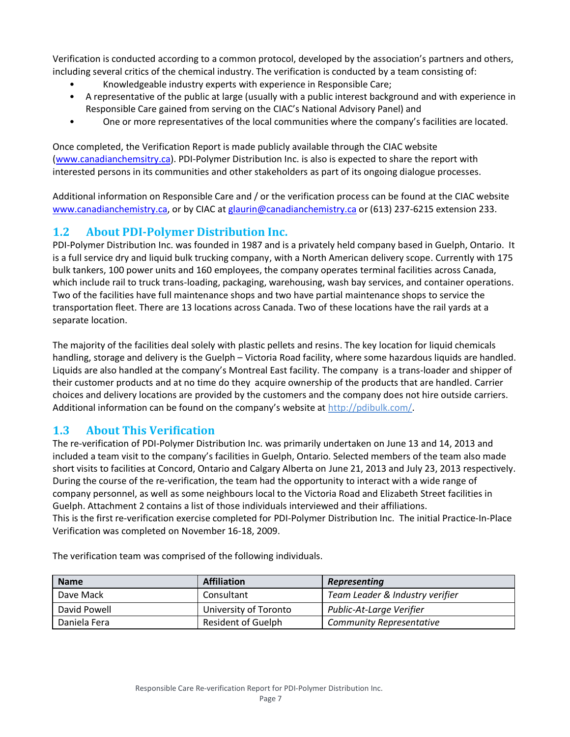Verification is conducted according to a common protocol, developed by the association's partners and others, including several critics of the chemical industry. The verification is conducted by a team consisting of:

- Knowledgeable industry experts with experience in Responsible Care;
- A representative of the public at large (usually with a public interest background and with experience in Responsible Care gained from serving on the CIAC's National Advisory Panel) and
- One or more representatives of the local communities where the company's facilities are located.

Once completed, the Verification Report is made publicly available through the CIAC website (www.canadianchemsitry.ca). PDI-Polymer Distribution Inc. is also is expected to share the report with interested persons in its communities and other stakeholders as part of its ongoing dialogue processes.

Additional information on Responsible Care and / or the verification process can be found at the CIAC website www.canadianchemistry.ca, or by CIAC at glaurin@canadianchemistry.ca or (613) 237-6215 extension 233.

## 1.2 About PDI-Polymer Distribution Inc.

PDI-Polymer Distribution Inc. was founded in 1987 and is a privately held company based in Guelph, Ontario. It is a full service dry and liquid bulk trucking company, with a North American delivery scope. Currently with 175 bulk tankers, 100 power units and 160 employees, the company operates terminal facilities across Canada, which include rail to truck trans-loading, packaging, warehousing, wash bay services, and container operations. Two of the facilities have full maintenance shops and two have partial maintenance shops to service the transportation fleet. There are 13 locations across Canada. Two of these locations have the rail yards at a separate location.

The majority of the facilities deal solely with plastic pellets and resins. The key location for liquid chemicals handling, storage and delivery is the Guelph – Victoria Road facility, where some hazardous liquids are handled. Liquids are also handled at the company's Montreal East facility. The company is a trans-loader and shipper of their customer products and at no time do they acquire ownership of the products that are handled. Carrier choices and delivery locations are provided by the customers and the company does not hire outside carriers. Additional information can be found on the company's website at http://pdibulk.com/.

## 1.3 About This Verification

The re-verification of PDI-Polymer Distribution Inc. was primarily undertaken on June 13 and 14, 2013 and included a team visit to the company's facilities in Guelph, Ontario. Selected members of the team also made short visits to facilities at Concord, Ontario and Calgary Alberta on June 21, 2013 and July 23, 2013 respectively. During the course of the re-verification, the team had the opportunity to interact with a wide range of company personnel, as well as some neighbours local to the Victoria Road and Elizabeth Street facilities in Guelph. Attachment 2 contains a list of those individuals interviewed and their affiliations.

This is the first re-verification exercise completed for PDI-Polymer Distribution Inc. The initial Practice-In-Place Verification was completed on November 16-18, 2009.

The verification team was comprised of the following individuals.

| Name | Affiliation | *Representing* |
|---|---|---|
| Dave Mack | Consultant | *Team Leader & Industry verifier* |
| David Powell | University of Toronto | *Public-At-Large Verifier* |
| Daniela Fera | Resident of Guelph | *Community Representative* |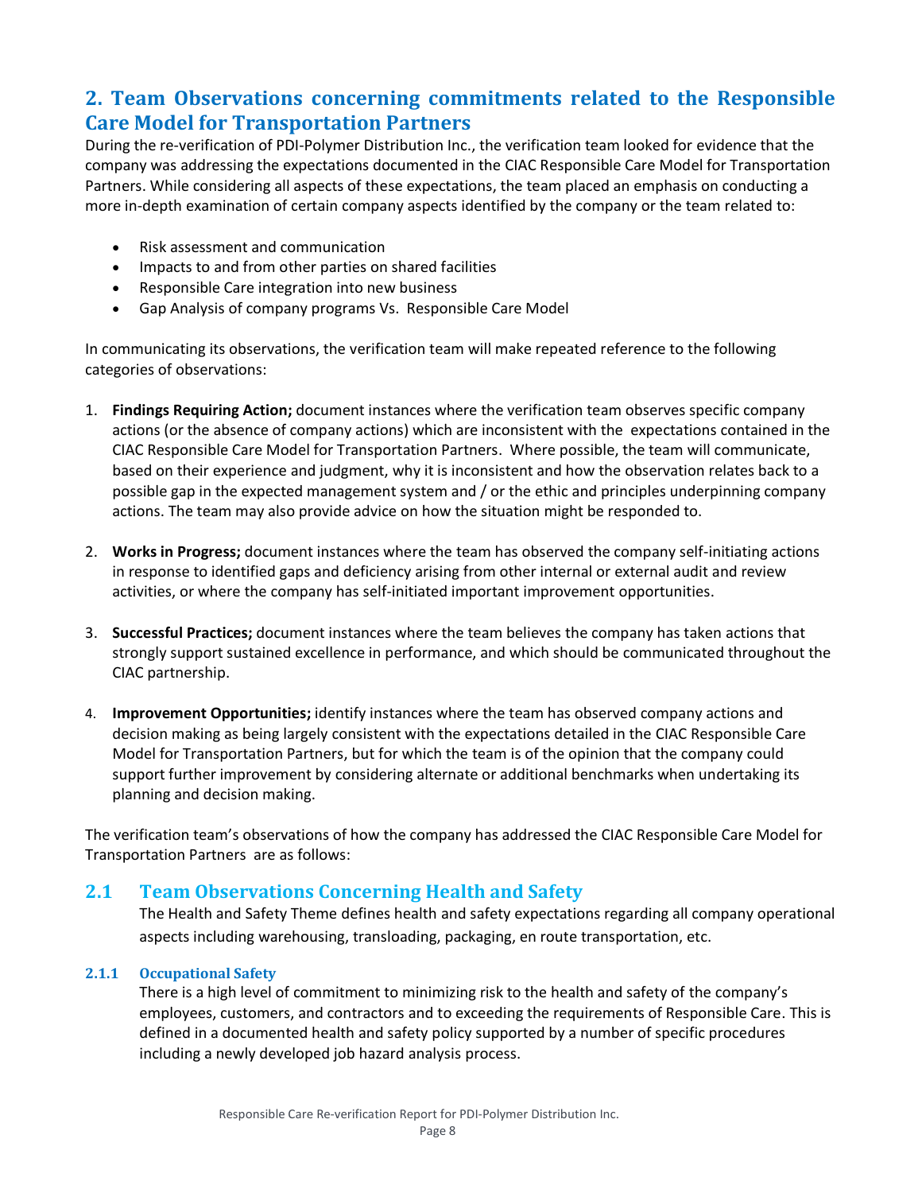# 2. Team Observations concerning commitments related to the Responsible Care Model for Transportation Partners

During the re-verification of PDI-Polymer Distribution Inc., the verification team looked for evidence that the company was addressing the expectations documented in the CIAC Responsible Care Model for Transportation Partners. While considering all aspects of these expectations, the team placed an emphasis on conducting a more in-depth examination of certain company aspects identified by the company or the team related to:

- Risk assessment and communication
- Impacts to and from other parties on shared facilities
- Responsible Care integration into new business
- Gap Analysis of company programs Vs. Responsible Care Model

In communicating its observations, the verification team will make repeated reference to the following categories of observations:

1. **Findings Requiring Action;** document instances where the verification team observes specific company actions (or the absence of company actions) which are inconsistent with the expectations contained in the CIAC Responsible Care Model for Transportation Partners. Where possible, the team will communicate, based on their experience and judgment, why it is inconsistent and how the observation relates back to a possible gap in the expected management system and / or the ethic and principles underpinning company actions. The team may also provide advice on how the situation might be responded to.

2. **Works in Progress;** document instances where the team has observed the company self-initiating actions in response to identified gaps and deficiency arising from other internal or external audit and review activities, or where the company has self-initiated important improvement opportunities.

3. **Successful Practices;** document instances where the team believes the company has taken actions that strongly support sustained excellence in performance, and which should be communicated throughout the CIAC partnership.

4. **Improvement Opportunities;** identify instances where the team has observed company actions and decision making as being largely consistent with the expectations detailed in the CIAC Responsible Care Model for Transportation Partners, but for which the team is of the opinion that the company could support further improvement by considering alternate or additional benchmarks when undertaking its planning and decision making.

The verification team's observations of how the company has addressed the CIAC Responsible Care Model for Transportation Partners are as follows:

## 2.1 Team Observations Concerning Health and Safety

The Health and Safety Theme defines health and safety expectations regarding all company operational aspects including warehousing, transloading, packaging, en route transportation, etc.

### 2.1.1 Occupational Safety

There is a high level of commitment to minimizing risk to the health and safety of the company's employees, customers, and contractors and to exceeding the requirements of Responsible Care. This is defined in a documented health and safety policy supported by a number of specific procedures including a newly developed job hazard analysis process.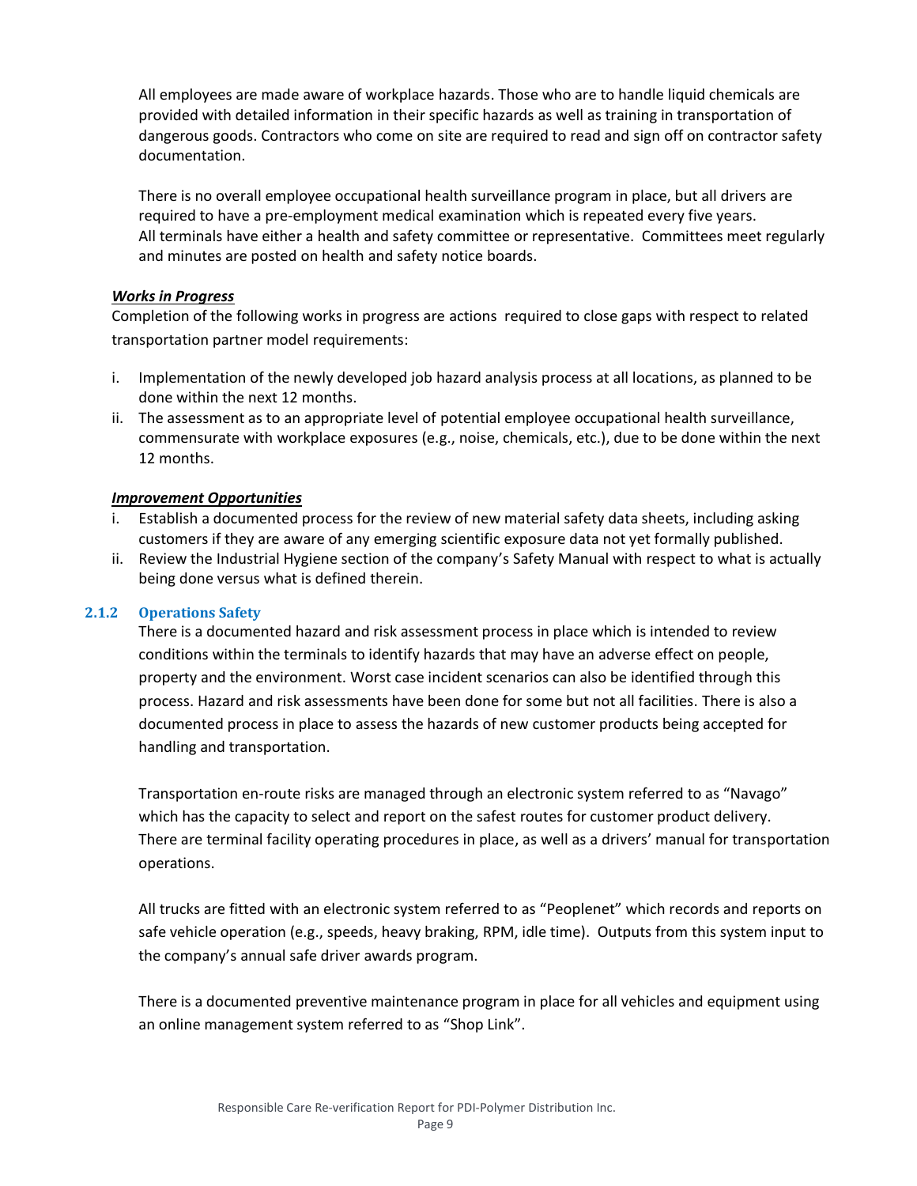All employees are made aware of workplace hazards. Those who are to handle liquid chemicals are provided with detailed information in their specific hazards as well as training in transportation of dangerous goods. Contractors who come on site are required to read and sign off on contractor safety documentation.

There is no overall employee occupational health surveillance program in place, but all drivers are required to have a pre-employment medical examination which is repeated every five years. All terminals have either a health and safety committee or representative. Committees meet regularly and minutes are posted on health and safety notice boards.

***Works in Progress***

Completion of the following works in progress are actions required to close gaps with respect to related transportation partner model requirements:

i. Implementation of the newly developed job hazard analysis process at all locations, as planned to be done within the next 12 months.
ii. The assessment as to an appropriate level of potential employee occupational health surveillance, commensurate with workplace exposures (e.g., noise, chemicals, etc.), due to be done within the next 12 months.

***Improvement Opportunities***

i. Establish a documented process for the review of new material safety data sheets, including asking customers if they are aware of any emerging scientific exposure data not yet formally published.
ii. Review the Industrial Hygiene section of the company's Safety Manual with respect to what is actually being done versus what is defined therein.

### 2.1.2 Operations Safety

There is a documented hazard and risk assessment process in place which is intended to review conditions within the terminals to identify hazards that may have an adverse effect on people, property and the environment. Worst case incident scenarios can also be identified through this process. Hazard and risk assessments have been done for some but not all facilities. There is also a documented process in place to assess the hazards of new customer products being accepted for handling and transportation.

Transportation en-route risks are managed through an electronic system referred to as "Navago" which has the capacity to select and report on the safest routes for customer product delivery. There are terminal facility operating procedures in place, as well as a drivers' manual for transportation operations.

All trucks are fitted with an electronic system referred to as "Peoplenet" which records and reports on safe vehicle operation (e.g., speeds, heavy braking, RPM, idle time). Outputs from this system input to the company's annual safe driver awards program.

There is a documented preventive maintenance program in place for all vehicles and equipment using an online management system referred to as "Shop Link".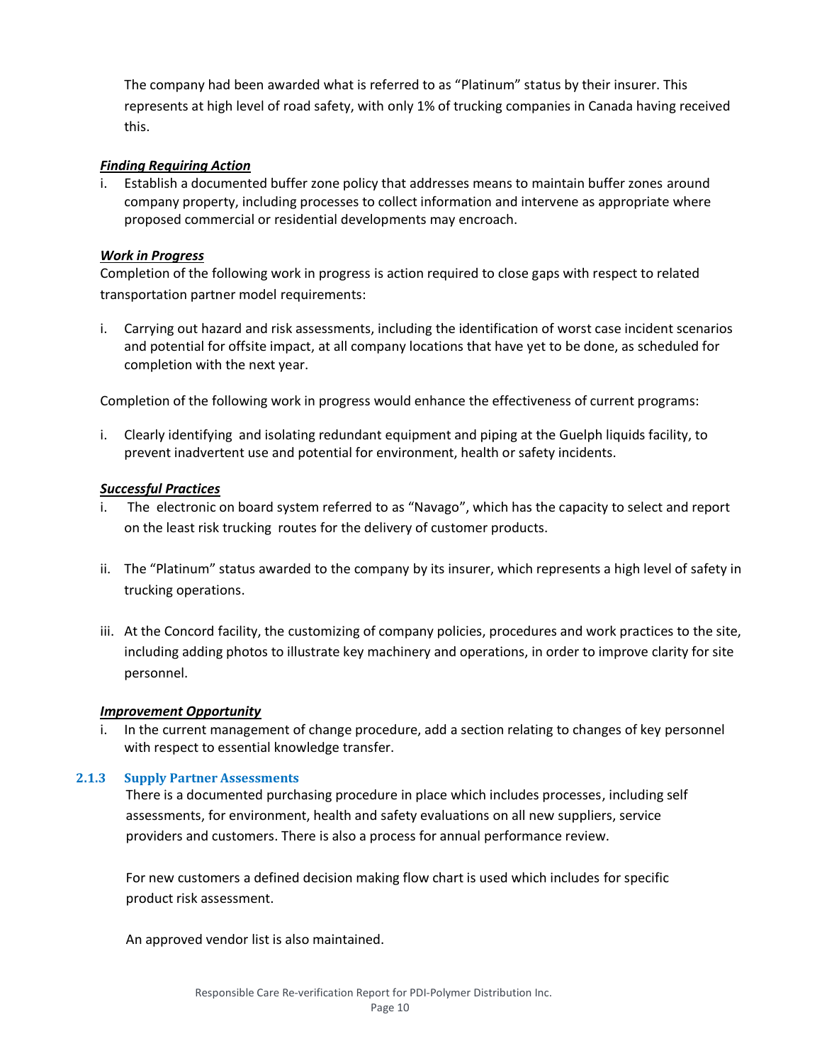The company had been awarded what is referred to as "Platinum" status by their insurer. This represents at high level of road safety, with only 1% of trucking companies in Canada having received this.

***Finding Requiring Action***

i. Establish a documented buffer zone policy that addresses means to maintain buffer zones around company property, including processes to collect information and intervene as appropriate where proposed commercial or residential developments may encroach.

***Work in Progress***

Completion of the following work in progress is action required to close gaps with respect to related transportation partner model requirements:

i. Carrying out hazard and risk assessments, including the identification of worst case incident scenarios and potential for offsite impact, at all company locations that have yet to be done, as scheduled for completion with the next year.

Completion of the following work in progress would enhance the effectiveness of current programs:

i. Clearly identifying and isolating redundant equipment and piping at the Guelph liquids facility, to prevent inadvertent use and potential for environment, health or safety incidents.

***Successful Practices***

i. The electronic on board system referred to as "Navago", which has the capacity to select and report on the least risk trucking routes for the delivery of customer products.

ii. The "Platinum" status awarded to the company by its insurer, which represents a high level of safety in trucking operations.

iii. At the Concord facility, the customizing of company policies, procedures and work practices to the site, including adding photos to illustrate key machinery and operations, in order to improve clarity for site personnel.

***Improvement Opportunity***

i. In the current management of change procedure, add a section relating to changes of key personnel with respect to essential knowledge transfer.

### 2.1.3 Supply Partner Assessments

There is a documented purchasing procedure in place which includes processes, including self assessments, for environment, health and safety evaluations on all new suppliers, service providers and customers. There is also a process for annual performance review.

For new customers a defined decision making flow chart is used which includes for specific product risk assessment.

An approved vendor list is also maintained.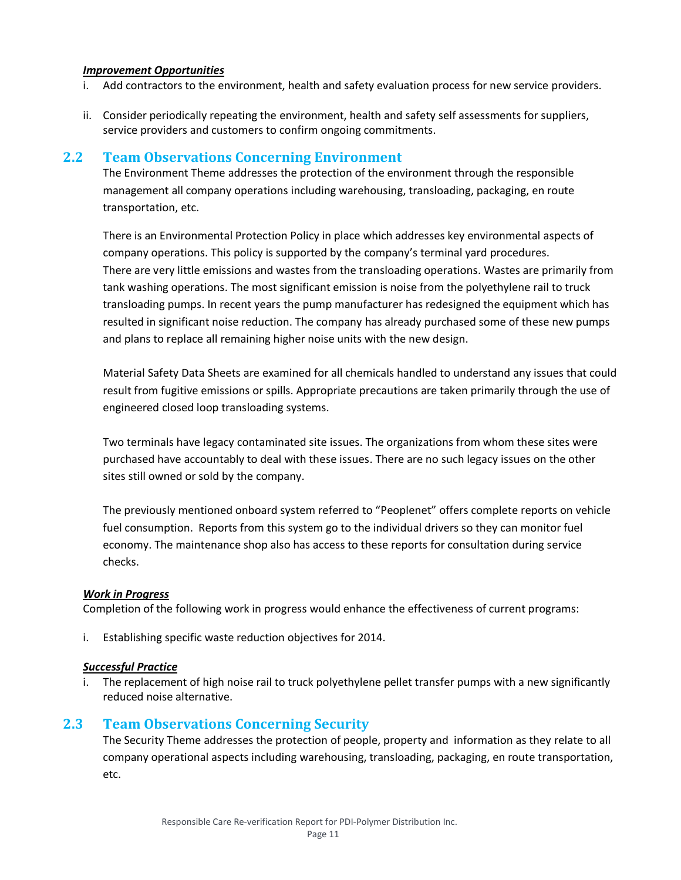#### *Improvement Opportunities*

i. Add contractors to the environment, health and safety evaluation process for new service providers.

ii. Consider periodically repeating the environment, health and safety self assessments for suppliers, service providers and customers to confirm ongoing commitments.

## 2.2 Team Observations Concerning Environment

The Environment Theme addresses the protection of the environment through the responsible management all company operations including warehousing, transloading, packaging, en route transportation, etc.

There is an Environmental Protection Policy in place which addresses key environmental aspects of company operations. This policy is supported by the company's terminal yard procedures. There are very little emissions and wastes from the transloading operations. Wastes are primarily from tank washing operations. The most significant emission is noise from the polyethylene rail to truck transloading pumps. In recent years the pump manufacturer has redesigned the equipment which has resulted in significant noise reduction. The company has already purchased some of these new pumps and plans to replace all remaining higher noise units with the new design.

Material Safety Data Sheets are examined for all chemicals handled to understand any issues that could result from fugitive emissions or spills. Appropriate precautions are taken primarily through the use of engineered closed loop transloading systems.

Two terminals have legacy contaminated site issues. The organizations from whom these sites were purchased have accountably to deal with these issues. There are no such legacy issues on the other sites still owned or sold by the company.

The previously mentioned onboard system referred to "Peoplenet" offers complete reports on vehicle fuel consumption. Reports from this system go to the individual drivers so they can monitor fuel economy. The maintenance shop also has access to these reports for consultation during service checks.

#### *Work in Progress*

Completion of the following work in progress would enhance the effectiveness of current programs:

i. Establishing specific waste reduction objectives for 2014.

#### *Successful Practice*

i. The replacement of high noise rail to truck polyethylene pellet transfer pumps with a new significantly reduced noise alternative.

## 2.3 Team Observations Concerning Security

The Security Theme addresses the protection of people, property and information as they relate to all company operational aspects including warehousing, transloading, packaging, en route transportation, etc.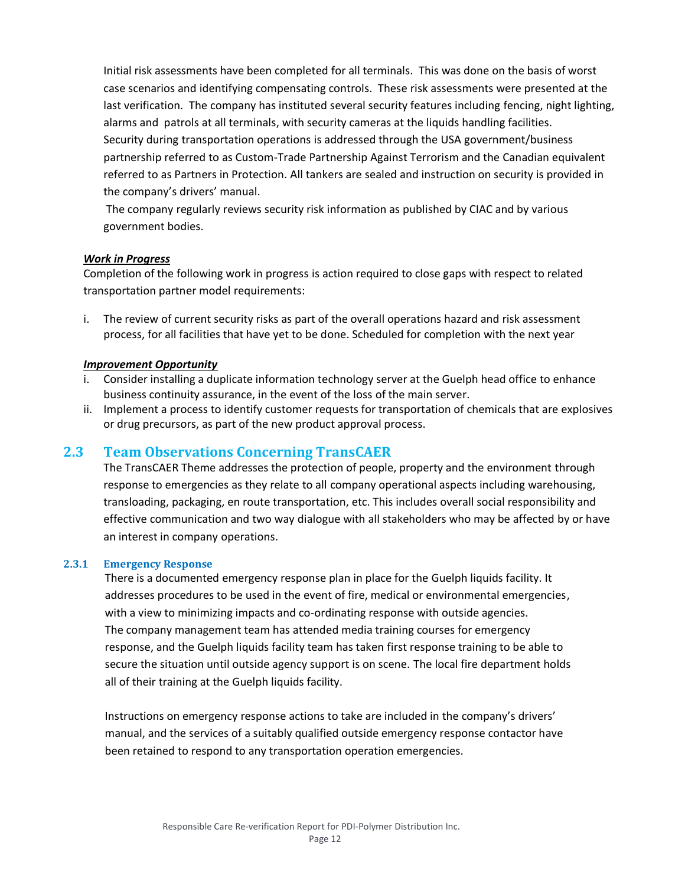Initial risk assessments have been completed for all terminals. This was done on the basis of worst case scenarios and identifying compensating controls. These risk assessments were presented at the last verification. The company has instituted several security features including fencing, night lighting, alarms and patrols at all terminals, with security cameras at the liquids handling facilities. Security during transportation operations is addressed through the USA government/business partnership referred to as Custom-Trade Partnership Against Terrorism and the Canadian equivalent referred to as Partners in Protection. All tankers are sealed and instruction on security is provided in the company's drivers' manual.

The company regularly reviews security risk information as published by CIAC and by various government bodies.

***Work in Progress***

Completion of the following work in progress is action required to close gaps with respect to related transportation partner model requirements:

i. The review of current security risks as part of the overall operations hazard and risk assessment process, for all facilities that have yet to be done. Scheduled for completion with the next year

***Improvement Opportunity***

i. Consider installing a duplicate information technology server at the Guelph head office to enhance business continuity assurance, in the event of the loss of the main server.
ii. Implement a process to identify customer requests for transportation of chemicals that are explosives or drug precursors, as part of the new product approval process.

## 2.3 Team Observations Concerning TransCAER

The TransCAER Theme addresses the protection of people, property and the environment through response to emergencies as they relate to all company operational aspects including warehousing, transloading, packaging, en route transportation, etc. This includes overall social responsibility and effective communication and two way dialogue with all stakeholders who may be affected by or have an interest in company operations.

### 2.3.1 Emergency Response

There is a documented emergency response plan in place for the Guelph liquids facility. It addresses procedures to be used in the event of fire, medical or environmental emergencies, with a view to minimizing impacts and co-ordinating response with outside agencies. The company management team has attended media training courses for emergency response, and the Guelph liquids facility team has taken first response training to be able to secure the situation until outside agency support is on scene. The local fire department holds all of their training at the Guelph liquids facility.

Instructions on emergency response actions to take are included in the company's drivers' manual, and the services of a suitably qualified outside emergency response contactor have been retained to respond to any transportation operation emergencies.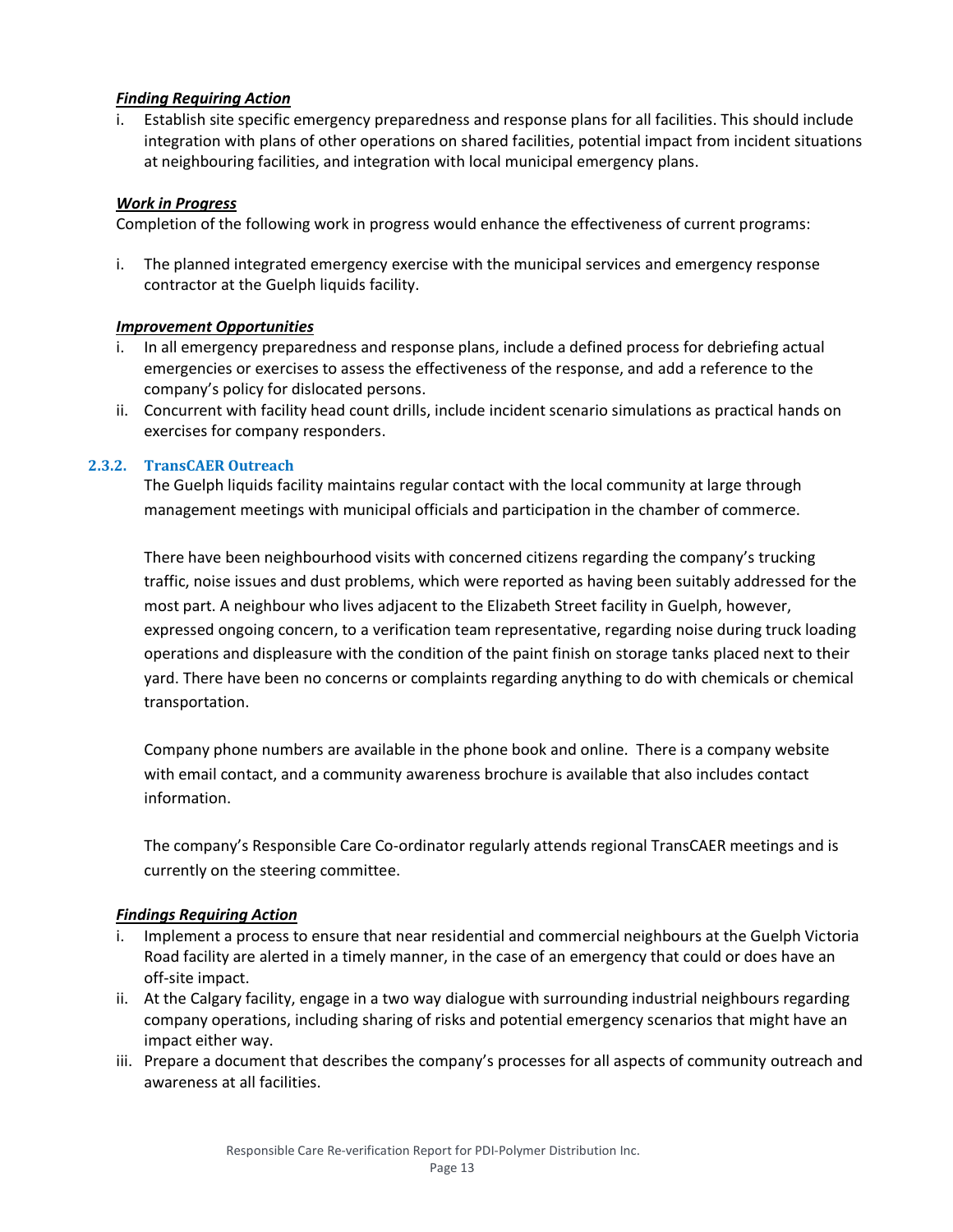***Finding Requiring Action***

i. Establish site specific emergency preparedness and response plans for all facilities. This should include integration with plans of other operations on shared facilities, potential impact from incident situations at neighbouring facilities, and integration with local municipal emergency plans.

***Work in Progress***

Completion of the following work in progress would enhance the effectiveness of current programs:

i. The planned integrated emergency exercise with the municipal services and emergency response contractor at the Guelph liquids facility.

***Improvement Opportunities***

i. In all emergency preparedness and response plans, include a defined process for debriefing actual emergencies or exercises to assess the effectiveness of the response, and add a reference to the company's policy for dislocated persons.
ii. Concurrent with facility head count drills, include incident scenario simulations as practical hands on exercises for company responders.

### 2.3.2. TransCAER Outreach

The Guelph liquids facility maintains regular contact with the local community at large through management meetings with municipal officials and participation in the chamber of commerce.

There have been neighbourhood visits with concerned citizens regarding the company's trucking traffic, noise issues and dust problems, which were reported as having been suitably addressed for the most part. A neighbour who lives adjacent to the Elizabeth Street facility in Guelph, however, expressed ongoing concern, to a verification team representative, regarding noise during truck loading operations and displeasure with the condition of the paint finish on storage tanks placed next to their yard. There have been no concerns or complaints regarding anything to do with chemicals or chemical transportation.

Company phone numbers are available in the phone book and online. There is a company website with email contact, and a community awareness brochure is available that also includes contact information.

The company's Responsible Care Co-ordinator regularly attends regional TransCAER meetings and is currently on the steering committee.

***Findings Requiring Action***

i. Implement a process to ensure that near residential and commercial neighbours at the Guelph Victoria Road facility are alerted in a timely manner, in the case of an emergency that could or does have an off-site impact.
ii. At the Calgary facility, engage in a two way dialogue with surrounding industrial neighbours regarding company operations, including sharing of risks and potential emergency scenarios that might have an impact either way.
iii. Prepare a document that describes the company's processes for all aspects of community outreach and awareness at all facilities.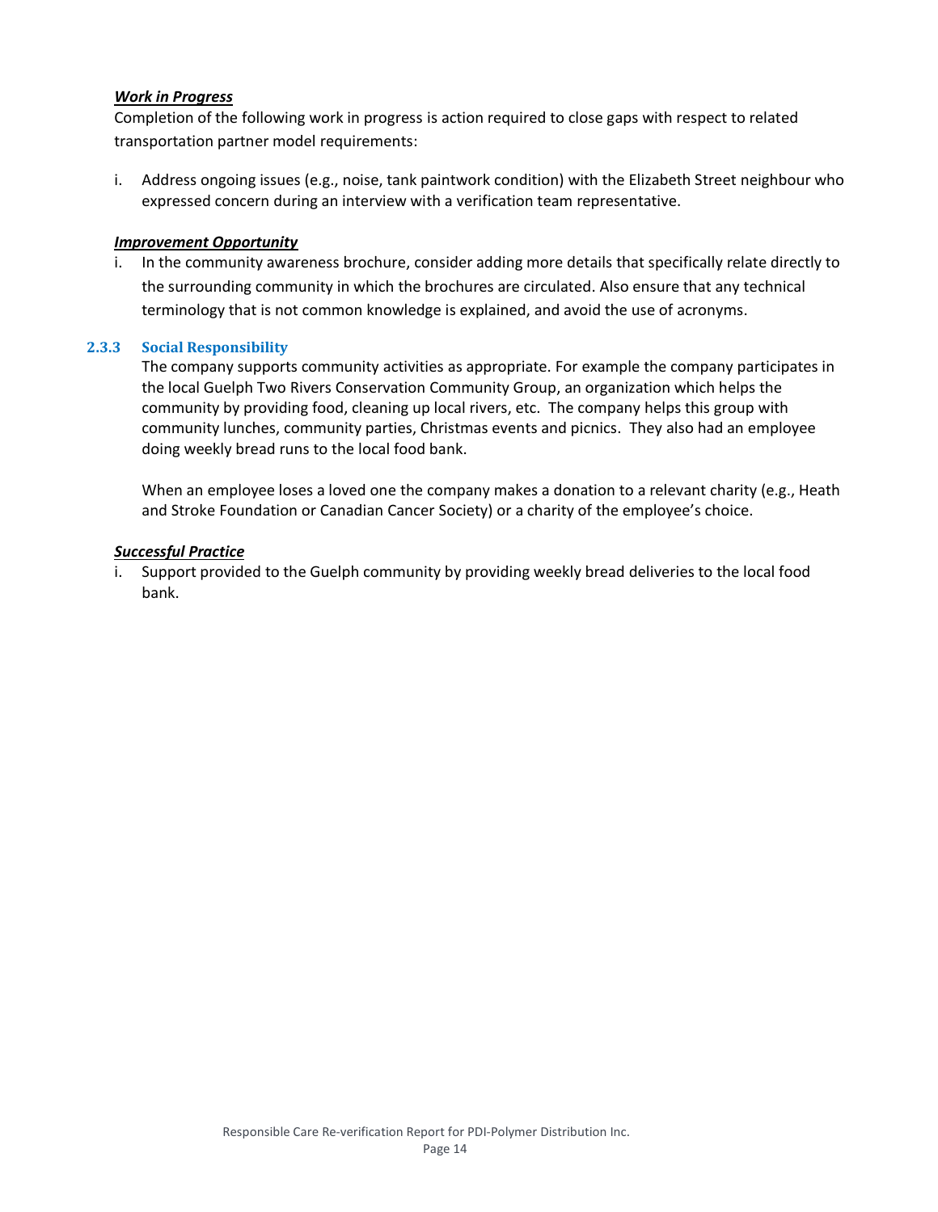***Work in Progress***

Completion of the following work in progress is action required to close gaps with respect to related transportation partner model requirements:

i. Address ongoing issues (e.g., noise, tank paintwork condition) with the Elizabeth Street neighbour who expressed concern during an interview with a verification team representative.

***Improvement Opportunity***

i. In the community awareness brochure, consider adding more details that specifically relate directly to the surrounding community in which the brochures are circulated. Also ensure that any technical terminology that is not common knowledge is explained, and avoid the use of acronyms.

### 2.3.3 Social Responsibility

The company supports community activities as appropriate. For example the company participates in the local Guelph Two Rivers Conservation Community Group, an organization which helps the community by providing food, cleaning up local rivers, etc. The company helps this group with community lunches, community parties, Christmas events and picnics. They also had an employee doing weekly bread runs to the local food bank.

When an employee loses a loved one the company makes a donation to a relevant charity (e.g., Heath and Stroke Foundation or Canadian Cancer Society) or a charity of the employee's choice.

***Successful Practice***

i. Support provided to the Guelph community by providing weekly bread deliveries to the local food bank.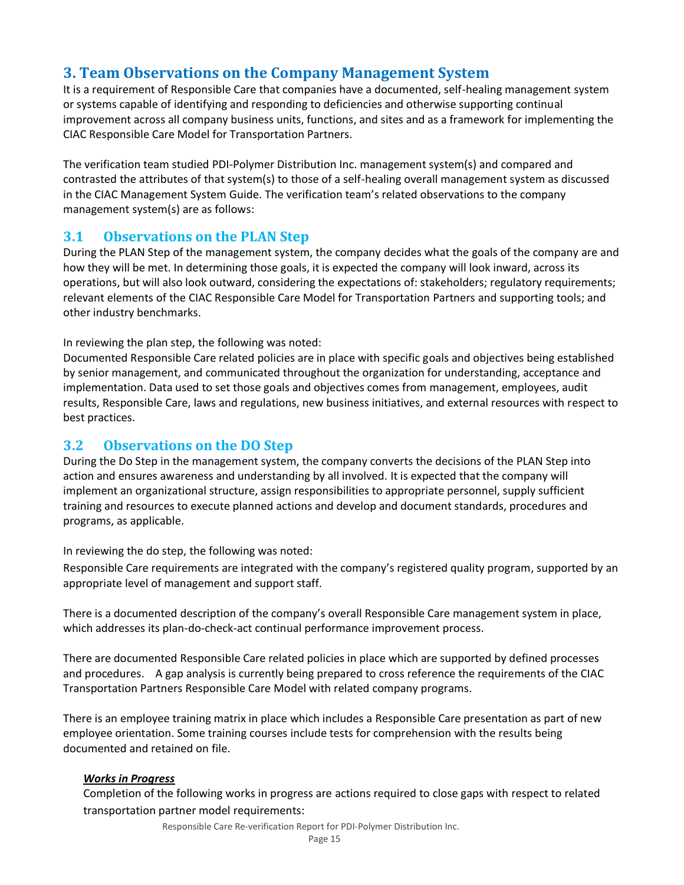# 3. Team Observations on the Company Management System

It is a requirement of Responsible Care that companies have a documented, self-healing management system or systems capable of identifying and responding to deficiencies and otherwise supporting continual improvement across all company business units, functions, and sites and as a framework for implementing the CIAC Responsible Care Model for Transportation Partners.

The verification team studied PDI-Polymer Distribution Inc. management system(s) and compared and contrasted the attributes of that system(s) to those of a self-healing overall management system as discussed in the CIAC Management System Guide. The verification team's related observations to the company management system(s) are as follows:

## 3.1 Observations on the PLAN Step

During the PLAN Step of the management system, the company decides what the goals of the company are and how they will be met. In determining those goals, it is expected the company will look inward, across its operations, but will also look outward, considering the expectations of: stakeholders; regulatory requirements; relevant elements of the CIAC Responsible Care Model for Transportation Partners and supporting tools; and other industry benchmarks.

In reviewing the plan step, the following was noted:
Documented Responsible Care related policies are in place with specific goals and objectives being established by senior management, and communicated throughout the organization for understanding, acceptance and implementation. Data used to set those goals and objectives comes from management, employees, audit results, Responsible Care, laws and regulations, new business initiatives, and external resources with respect to best practices.

## 3.2 Observations on the DO Step

During the Do Step in the management system, the company converts the decisions of the PLAN Step into action and ensures awareness and understanding by all involved. It is expected that the company will implement an organizational structure, assign responsibilities to appropriate personnel, supply sufficient training and resources to execute planned actions and develop and document standards, procedures and programs, as applicable.

In reviewing the do step, the following was noted:

Responsible Care requirements are integrated with the company's registered quality program, supported by an appropriate level of management and support staff.

There is a documented description of the company's overall Responsible Care management system in place, which addresses its plan-do-check-act continual performance improvement process.

There are documented Responsible Care related policies in place which are supported by defined processes and procedures. A gap analysis is currently being prepared to cross reference the requirements of the CIAC Transportation Partners Responsible Care Model with related company programs.

There is an employee training matrix in place which includes a Responsible Care presentation as part of new employee orientation. Some training courses include tests for comprehension with the results being documented and retained on file.

***Works in Progress***

Completion of the following works in progress are actions required to close gaps with respect to related transportation partner model requirements: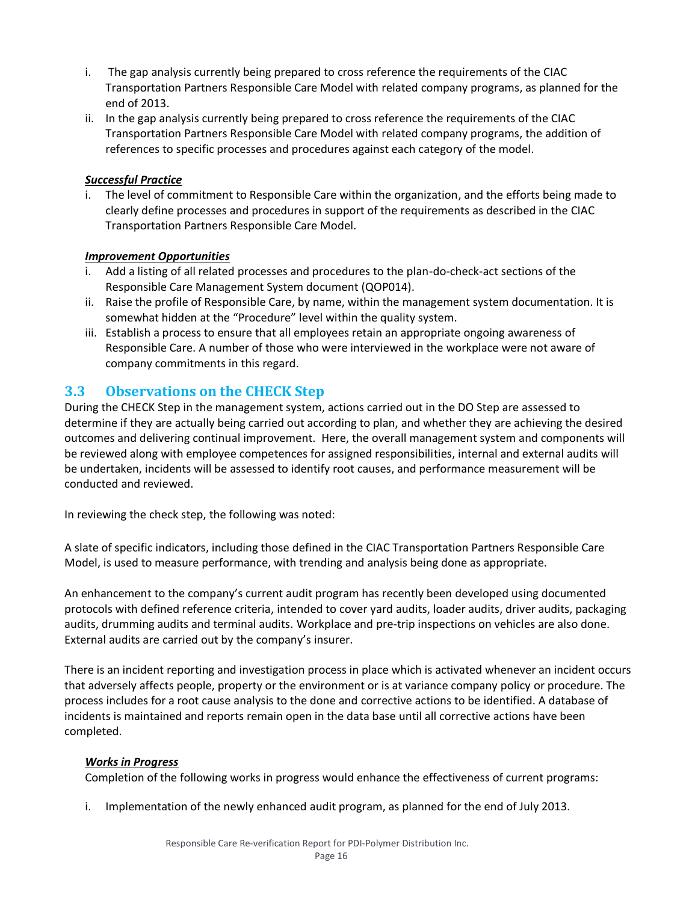i. The gap analysis currently being prepared to cross reference the requirements of the CIAC Transportation Partners Responsible Care Model with related company programs, as planned for the end of 2013.
ii. In the gap analysis currently being prepared to cross reference the requirements of the CIAC Transportation Partners Responsible Care Model with related company programs, the addition of references to specific processes and procedures against each category of the model.

***Successful Practice***

i. The level of commitment to Responsible Care within the organization, and the efforts being made to clearly define processes and procedures in support of the requirements as described in the CIAC Transportation Partners Responsible Care Model.

***Improvement Opportunities***

i. Add a listing of all related processes and procedures to the plan-do-check-act sections of the Responsible Care Management System document (QOP014).
ii. Raise the profile of Responsible Care, by name, within the management system documentation. It is somewhat hidden at the "Procedure" level within the quality system.
iii. Establish a process to ensure that all employees retain an appropriate ongoing awareness of Responsible Care. A number of those who were interviewed in the workplace were not aware of company commitments in this regard.

## 3.3 Observations on the CHECK Step

During the CHECK Step in the management system, actions carried out in the DO Step are assessed to determine if they are actually being carried out according to plan, and whether they are achieving the desired outcomes and delivering continual improvement. Here, the overall management system and components will be reviewed along with employee competences for assigned responsibilities, internal and external audits will be undertaken, incidents will be assessed to identify root causes, and performance measurement will be conducted and reviewed.

In reviewing the check step, the following was noted:

A slate of specific indicators, including those defined in the CIAC Transportation Partners Responsible Care Model, is used to measure performance, with trending and analysis being done as appropriate.

An enhancement to the company's current audit program has recently been developed using documented protocols with defined reference criteria, intended to cover yard audits, loader audits, driver audits, packaging audits, drumming audits and terminal audits. Workplace and pre-trip inspections on vehicles are also done. External audits are carried out by the company's insurer.

There is an incident reporting and investigation process in place which is activated whenever an incident occurs that adversely affects people, property or the environment or is at variance company policy or procedure. The process includes for a root cause analysis to the done and corrective actions to be identified. A database of incidents is maintained and reports remain open in the data base until all corrective actions have been completed.

***Works in Progress***

Completion of the following works in progress would enhance the effectiveness of current programs:

i. Implementation of the newly enhanced audit program, as planned for the end of July 2013.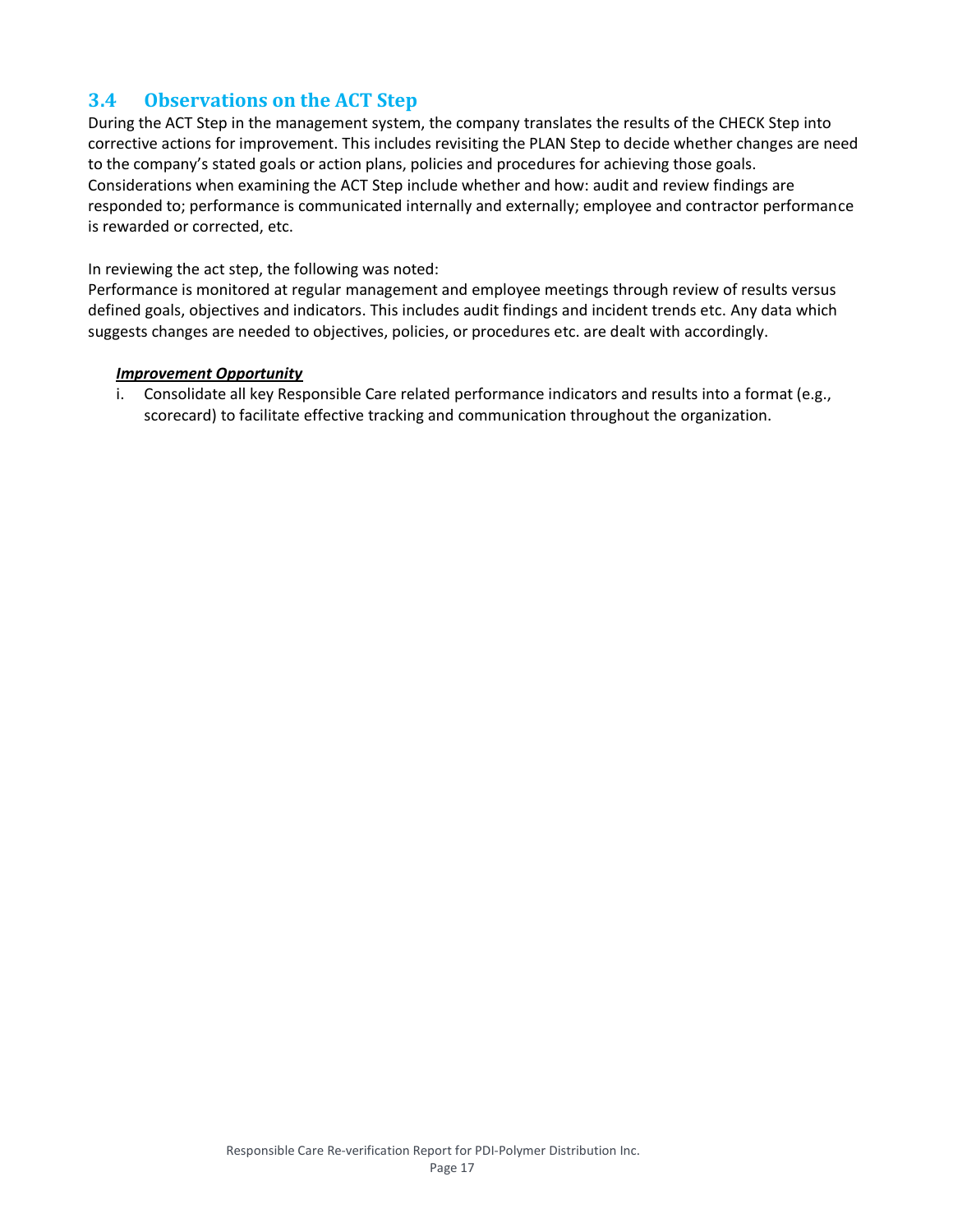## 3.4 Observations on the ACT Step

During the ACT Step in the management system, the company translates the results of the CHECK Step into corrective actions for improvement. This includes revisiting the PLAN Step to decide whether changes are need to the company's stated goals or action plans, policies and procedures for achieving those goals. Considerations when examining the ACT Step include whether and how: audit and review findings are responded to; performance is communicated internally and externally; employee and contractor performance is rewarded or corrected, etc.

In reviewing the act step, the following was noted:
Performance is monitored at regular management and employee meetings through review of results versus defined goals, objectives and indicators. This includes audit findings and incident trends etc. Any data which suggests changes are needed to objectives, policies, or procedures etc. are dealt with accordingly.

***Improvement Opportunity***

i. Consolidate all key Responsible Care related performance indicators and results into a format (e.g., scorecard) to facilitate effective tracking and communication throughout the organization.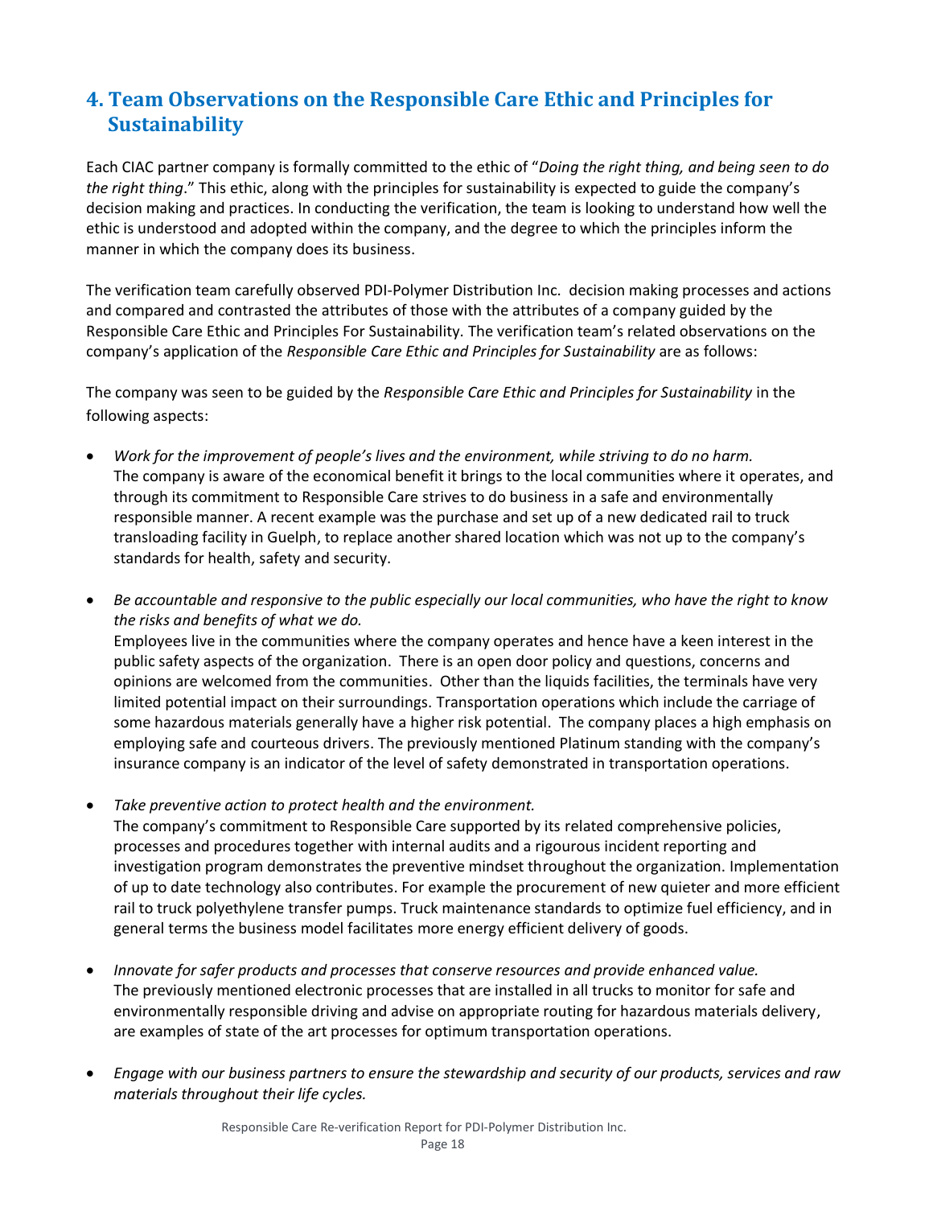## 4. Team Observations on the Responsible Care Ethic and Principles for Sustainability

Each CIAC partner company is formally committed to the ethic of "*Doing the right thing, and being seen to do the right thing*." This ethic, along with the principles for sustainability is expected to guide the company's decision making and practices. In conducting the verification, the team is looking to understand how well the ethic is understood and adopted within the company, and the degree to which the principles inform the manner in which the company does its business.

The verification team carefully observed PDI-Polymer Distribution Inc. decision making processes and actions and compared and contrasted the attributes of those with the attributes of a company guided by the Responsible Care Ethic and Principles For Sustainability. The verification team's related observations on the company's application of the *Responsible Care Ethic and Principles for Sustainability* are as follows:

The company was seen to be guided by the *Responsible Care Ethic and Principles for Sustainability* in the following aspects:

- *Work for the improvement of people's lives and the environment, while striving to do no harm.*
  The company is aware of the economical benefit it brings to the local communities where it operates, and through its commitment to Responsible Care strives to do business in a safe and environmentally responsible manner. A recent example was the purchase and set up of a new dedicated rail to truck transloading facility in Guelph, to replace another shared location which was not up to the company's standards for health, safety and security.

- *Be accountable and responsive to the public especially our local communities, who have the right to know the risks and benefits of what we do.*
  Employees live in the communities where the company operates and hence have a keen interest in the public safety aspects of the organization. There is an open door policy and questions, concerns and opinions are welcomed from the communities. Other than the liquids facilities, the terminals have very limited potential impact on their surroundings. Transportation operations which include the carriage of some hazardous materials generally have a higher risk potential. The company places a high emphasis on employing safe and courteous drivers. The previously mentioned Platinum standing with the company's insurance company is an indicator of the level of safety demonstrated in transportation operations.

- *Take preventive action to protect health and the environment.*
  The company's commitment to Responsible Care supported by its related comprehensive policies, processes and procedures together with internal audits and a rigourous incident reporting and investigation program demonstrates the preventive mindset throughout the organization. Implementation of up to date technology also contributes. For example the procurement of new quieter and more efficient rail to truck polyethylene transfer pumps. Truck maintenance standards to optimize fuel efficiency, and in general terms the business model facilitates more energy efficient delivery of goods.

- *Innovate for safer products and processes that conserve resources and provide enhanced value.*
  The previously mentioned electronic processes that are installed in all trucks to monitor for safe and environmentally responsible driving and advise on appropriate routing for hazardous materials delivery, are examples of state of the art processes for optimum transportation operations.

- *Engage with our business partners to ensure the stewardship and security of our products, services and raw materials throughout their life cycles.*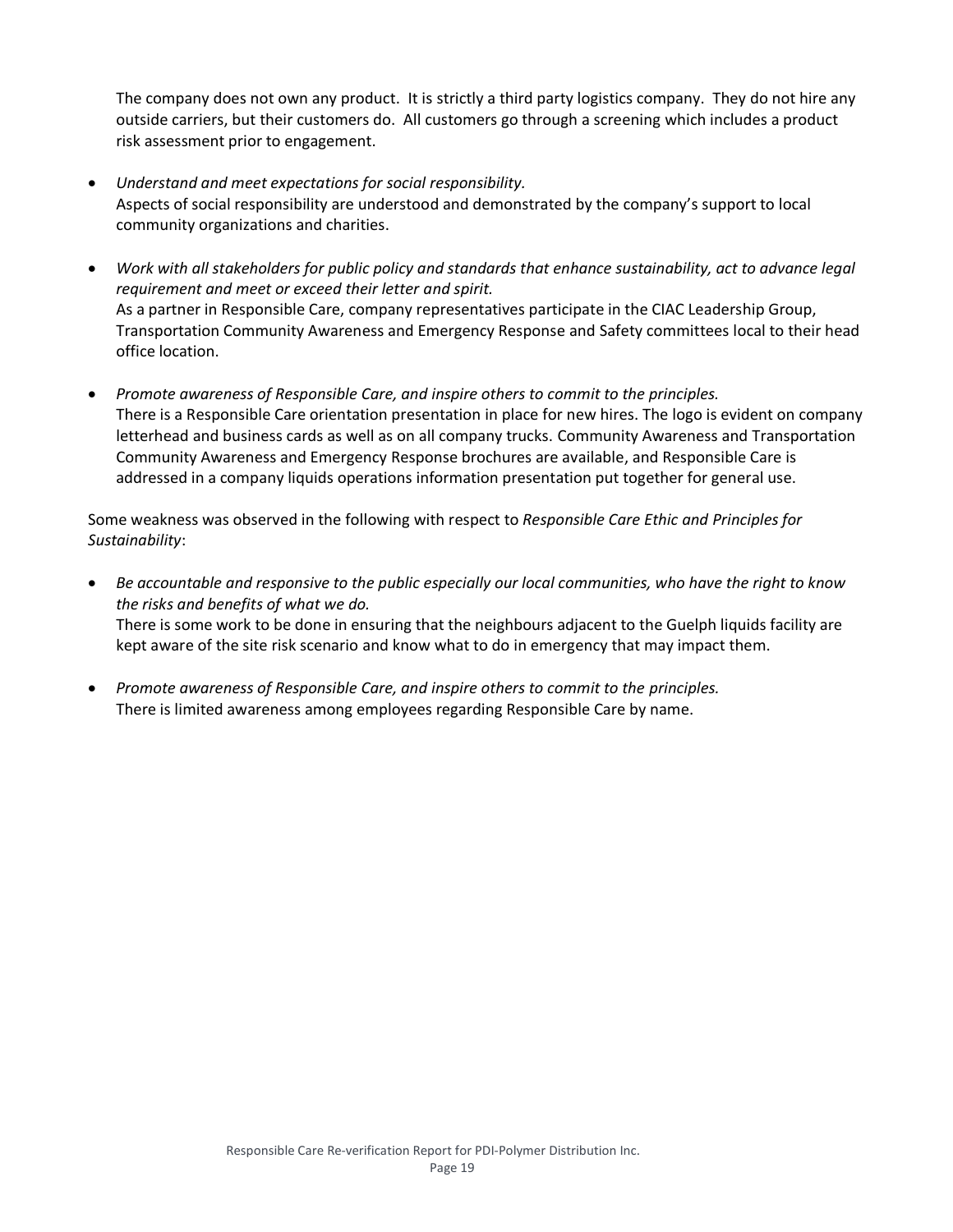The company does not own any product. It is strictly a third party logistics company. They do not hire any outside carriers, but their customers do. All customers go through a screening which includes a product risk assessment prior to engagement.

- *Understand and meet expectations for social responsibility.*
  Aspects of social responsibility are understood and demonstrated by the company's support to local community organizations and charities.

- *Work with all stakeholders for public policy and standards that enhance sustainability, act to advance legal requirement and meet or exceed their letter and spirit.*
  As a partner in Responsible Care, company representatives participate in the CIAC Leadership Group, Transportation Community Awareness and Emergency Response and Safety committees local to their head office location.

- *Promote awareness of Responsible Care, and inspire others to commit to the principles.*
  There is a Responsible Care orientation presentation in place for new hires. The logo is evident on company letterhead and business cards as well as on all company trucks. Community Awareness and Transportation Community Awareness and Emergency Response brochures are available, and Responsible Care is addressed in a company liquids operations information presentation put together for general use.

Some weakness was observed in the following with respect to *Responsible Care Ethic and Principles for Sustainability*:

- *Be accountable and responsive to the public especially our local communities, who have the right to know the risks and benefits of what we do.*
  There is some work to be done in ensuring that the neighbours adjacent to the Guelph liquids facility are kept aware of the site risk scenario and know what to do in emergency that may impact them.

- *Promote awareness of Responsible Care, and inspire others to commit to the principles.*
  There is limited awareness among employees regarding Responsible Care by name.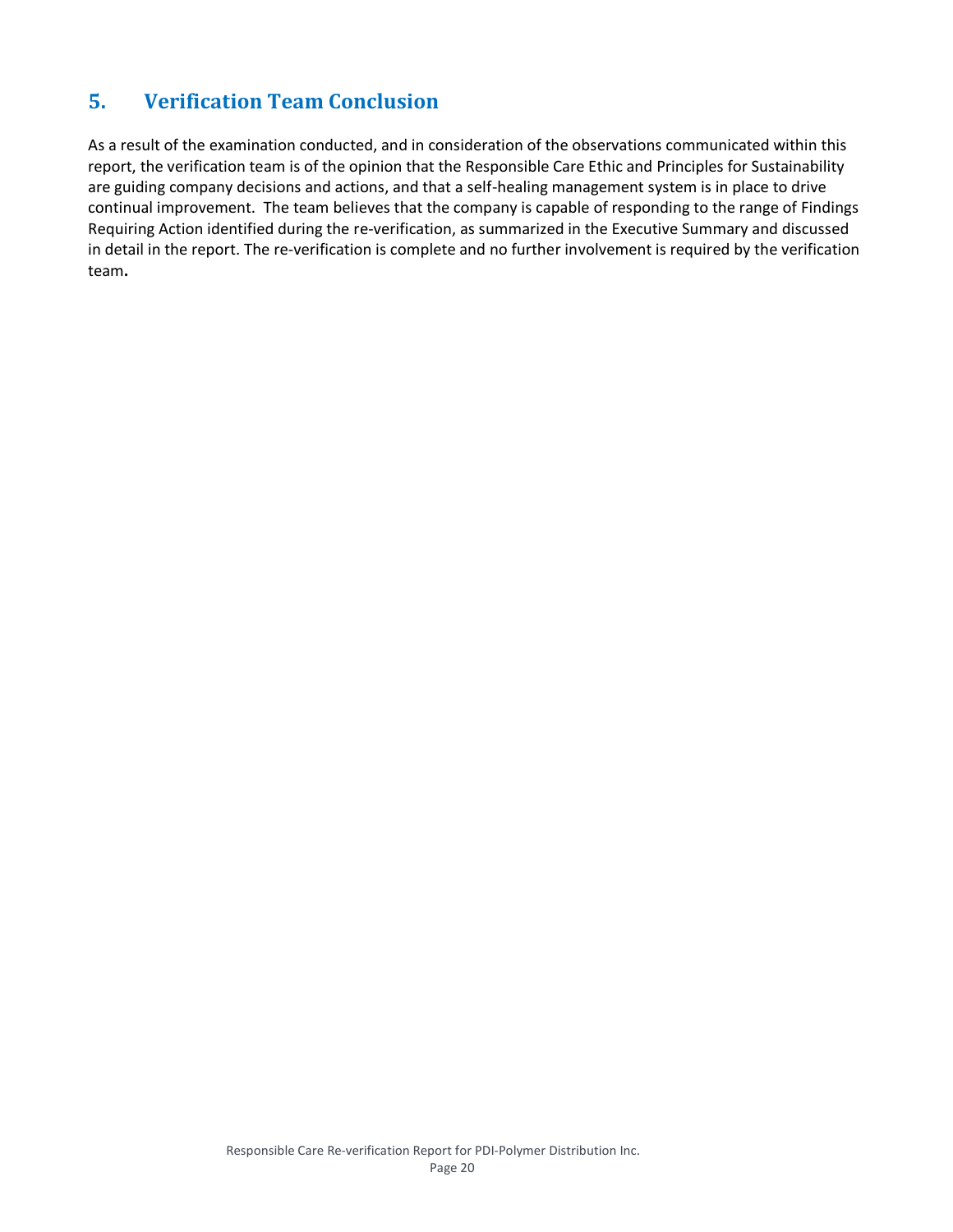## 5. Verification Team Conclusion

As a result of the examination conducted, and in consideration of the observations communicated within this report, the verification team is of the opinion that the Responsible Care Ethic and Principles for Sustainability are guiding company decisions and actions, and that a self-healing management system is in place to drive continual improvement. The team believes that the company is capable of responding to the range of Findings Requiring Action identified during the re-verification, as summarized in the Executive Summary and discussed in detail in the report. The re-verification is complete and no further involvement is required by the verification team.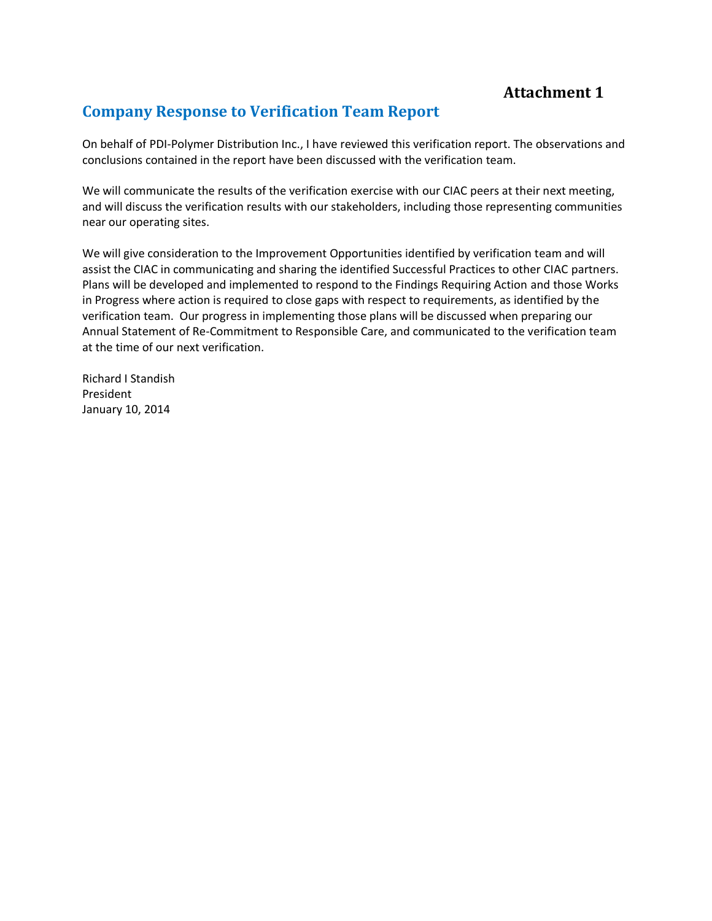**Attachment 1**

## Company Response to Verification Team Report

On behalf of PDI-Polymer Distribution Inc., I have reviewed this verification report. The observations and conclusions contained in the report have been discussed with the verification team.

We will communicate the results of the verification exercise with our CIAC peers at their next meeting, and will discuss the verification results with our stakeholders, including those representing communities near our operating sites.

We will give consideration to the Improvement Opportunities identified by verification team and will assist the CIAC in communicating and sharing the identified Successful Practices to other CIAC partners. Plans will be developed and implemented to respond to the Findings Requiring Action and those Works in Progress where action is required to close gaps with respect to requirements, as identified by the verification team. Our progress in implementing those plans will be discussed when preparing our Annual Statement of Re-Commitment to Responsible Care, and communicated to the verification team at the time of our next verification.

Richard I Standish
President
January 10, 2014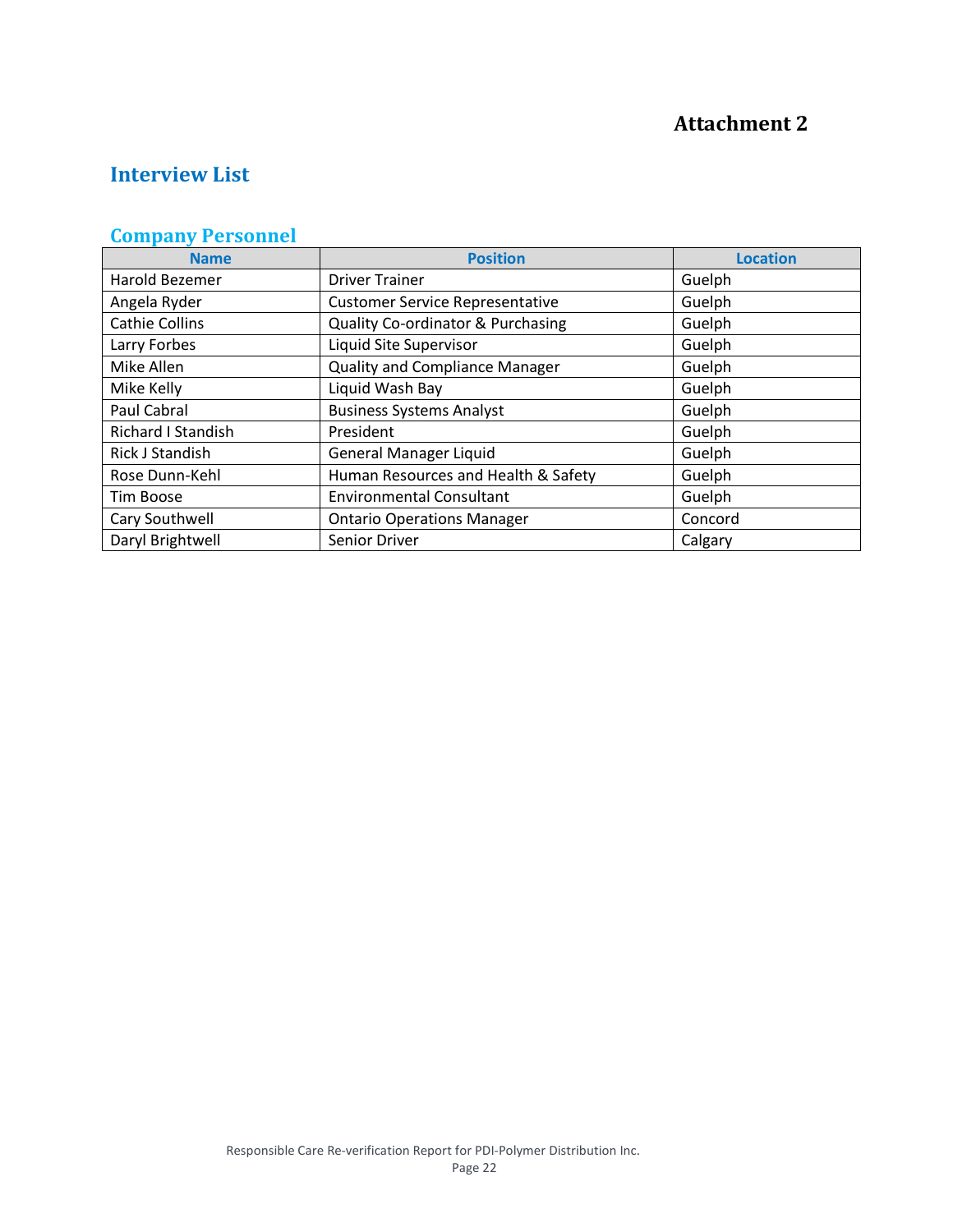# Attachment 2

## Interview List

### Company Personnel

| Name | Position | Location |
| --- | --- | --- |
| Harold Bezemer | Driver Trainer | Guelph |
| Angela Ryder | Customer Service Representative | Guelph |
| Cathie Collins | Quality Co-ordinator & Purchasing | Guelph |
| Larry Forbes | Liquid Site Supervisor | Guelph |
| Mike Allen | Quality and Compliance Manager | Guelph |
| Mike Kelly | Liquid Wash Bay | Guelph |
| Paul Cabral | Business Systems Analyst | Guelph |
| Richard I Standish | President | Guelph |
| Rick J Standish | General Manager Liquid | Guelph |
| Rose Dunn-Kehl | Human Resources and Health & Safety | Guelph |
| Tim Boose | Environmental Consultant | Guelph |
| Cary Southwell | Ontario Operations Manager | Concord |
| Daryl Brightwell | Senior Driver | Calgary |